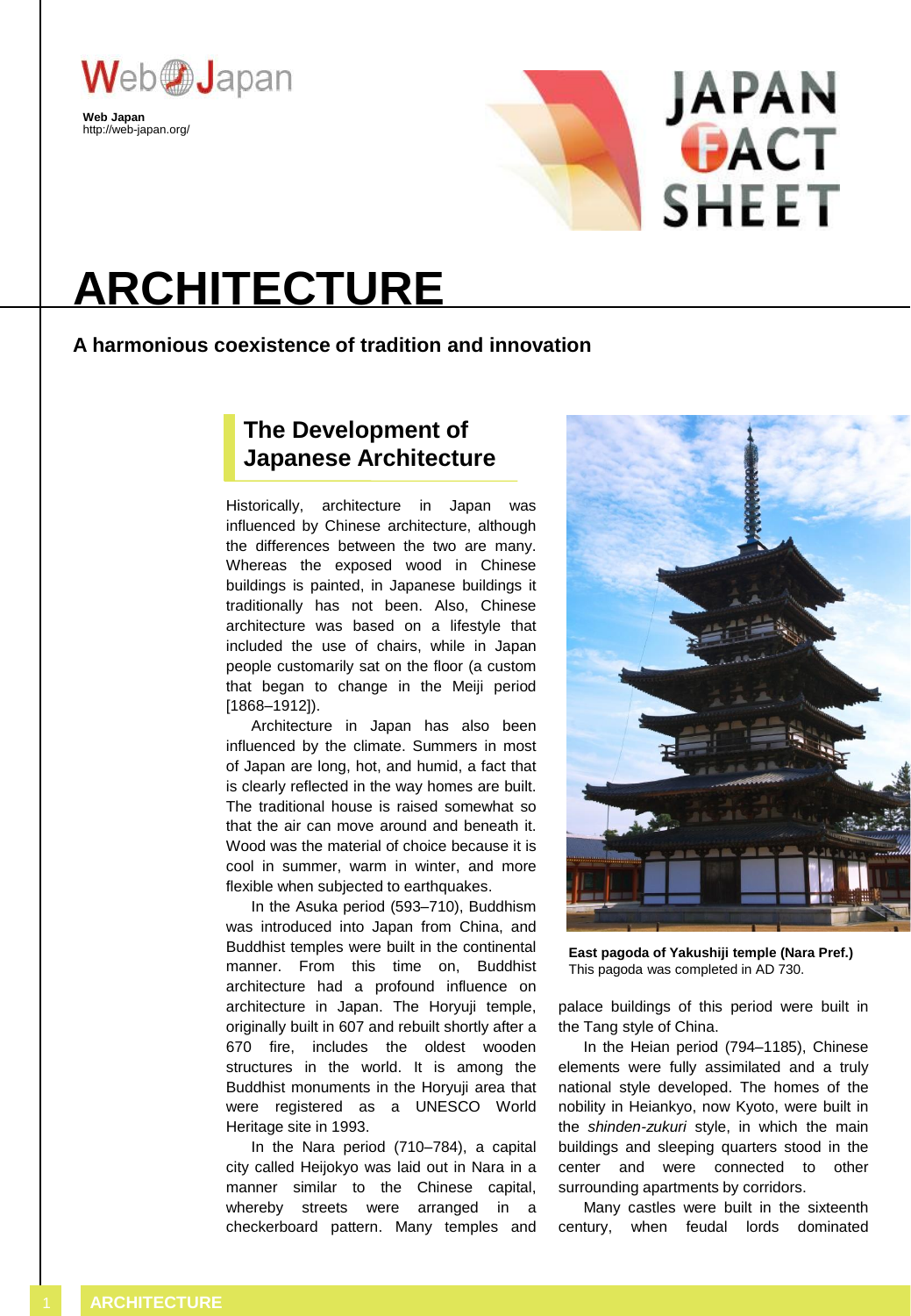Web Japan
http://web-japan.org/

# ARCHITECTURE

**A harmonious coexistence of tradition and innovation**

## The Development of Japanese Architecture

Historically, architecture in Japan was influenced by Chinese architecture, although the differences between the two are many. Whereas the exposed wood in Chinese buildings is painted, in Japanese buildings it traditionally has not been. Also, Chinese architecture was based on a lifestyle that included the use of chairs, while in Japan people customarily sat on the floor (a custom that began to change in the Meiji period [1868–1912]).

Architecture in Japan has also been influenced by the climate. Summers in most of Japan are long, hot, and humid, a fact that is clearly reflected in the way homes are built. The traditional house is raised somewhat so that the air can move around and beneath it. Wood was the material of choice because it is cool in summer, warm in winter, and more flexible when subjected to earthquakes.

In the Asuka period (593–710), Buddhism was introduced into Japan from China, and Buddhist temples were built in the continental manner. From this time on, Buddhist architecture had a profound influence on architecture in Japan. The Horyuji temple, originally built in 607 and rebuilt shortly after a 670 fire, includes the oldest wooden structures in the world. It is among the Buddhist monuments in the Horyuji area that were registered as a UNESCO World Heritage site in 1993.

In the Nara period (710–784), a capital city called Heijokyo was laid out in Nara in a manner similar to the Chinese capital, whereby streets were arranged in a checkerboard pattern. Many temples and palace buildings of this period were built in the Tang style of China.

**East pagoda of Yakushiji temple (Nara Pref.)**
This pagoda was completed in AD 730.

In the Heian period (794–1185), Chinese elements were fully assimilated and a truly national style developed. The homes of the nobility in Heiankyo, now Kyoto, were built in the *shinden-zukuri* style, in which the main buildings and sleeping quarters stood in the center and were connected to other surrounding apartments by corridors.

Many castles were built in the sixteenth century, when feudal lords dominated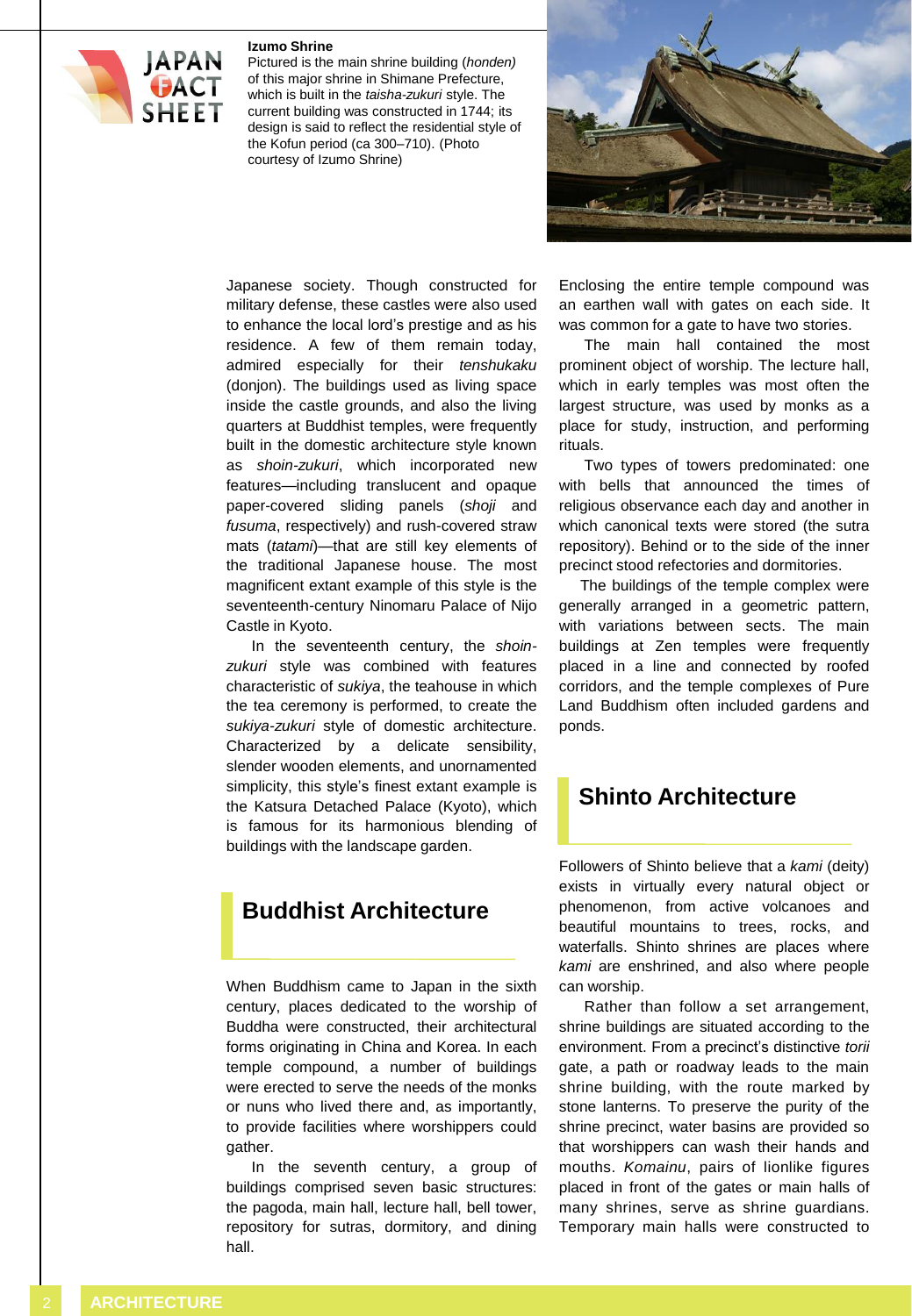**Izumo Shrine**
Pictured is the main shrine building (*honden*) of this major shrine in Shimane Prefecture, which is built in the *taisha-zukuri* style. The current building was constructed in 1744; its design is said to reflect the residential style of the Kofun period (ca 300–710). (Photo courtesy of Izumo Shrine)

Japanese society. Though constructed for military defense, these castles were also used to enhance the local lord's prestige and as his residence. A few of them remain today, admired especially for their *tenshukaku* (donjon). The buildings used as living space inside the castle grounds, and also the living quarters at Buddhist temples, were frequently built in the domestic architecture style known as *shoin-zukuri*, which incorporated new features—including translucent and opaque paper-covered sliding panels (*shoji* and *fusuma*, respectively) and rush-covered straw mats (*tatami*)—that are still key elements of the traditional Japanese house. The most magnificent extant example of this style is the seventeenth-century Ninomaru Palace of Nijo Castle in Kyoto.

In the seventeenth century, the *shoin-zukuri* style was combined with features characteristic of *sukiya*, the teahouse in which the tea ceremony is performed, to create the *sukiya-zukuri* style of domestic architecture. Characterized by a delicate sensibility, slender wooden elements, and unornamented simplicity, this style's finest extant example is the Katsura Detached Palace (Kyoto), which is famous for its harmonious blending of buildings with the landscape garden.

## Buddhist Architecture

When Buddhism came to Japan in the sixth century, places dedicated to the worship of Buddha were constructed, their architectural forms originating in China and Korea. In each temple compound, a number of buildings were erected to serve the needs of the monks or nuns who lived there and, as importantly, to provide facilities where worshippers could gather.

In the seventh century, a group of buildings comprised seven basic structures: the pagoda, main hall, lecture hall, bell tower, repository for sutras, dormitory, and dining hall.

Enclosing the entire temple compound was an earthen wall with gates on each side. It was common for a gate to have two stories.

The main hall contained the most prominent object of worship. The lecture hall, which in early temples was most often the largest structure, was used by monks as a place for study, instruction, and performing rituals.

Two types of towers predominated: one with bells that announced the times of religious observance each day and another in which canonical texts were stored (the sutra repository). Behind or to the side of the inner precinct stood refectories and dormitories.

The buildings of the temple complex were generally arranged in a geometric pattern, with variations between sects. The main buildings at Zen temples were frequently placed in a line and connected by roofed corridors, and the temple complexes of Pure Land Buddhism often included gardens and ponds.

## Shinto Architecture

Followers of Shinto believe that a *kami* (deity) exists in virtually every natural object or phenomenon, from active volcanoes and beautiful mountains to trees, rocks, and waterfalls. Shinto shrines are places where *kami* are enshrined, and also where people can worship.

Rather than follow a set arrangement, shrine buildings are situated according to the environment. From a precinct's distinctive *torii* gate, a path or roadway leads to the main shrine building, with the route marked by stone lanterns. To preserve the purity of the shrine precinct, water basins are provided so that worshippers can wash their hands and mouths. *Komainu*, pairs of lionlike figures placed in front of the gates or main halls of many shrines, serve as shrine guardians. Temporary main halls were constructed to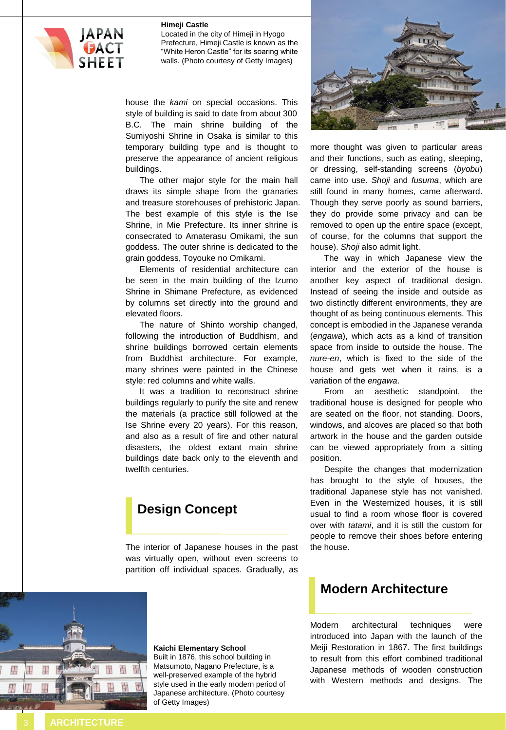**Himeji Castle**
Located in the city of Himeji in Hyogo Prefecture, Himeji Castle is known as the "White Heron Castle" for its soaring white walls. (Photo courtesy of Getty Images)

house the *kami* on special occasions. This style of building is said to date from about 300 B.C. The main shrine building of the Sumiyoshi Shrine in Osaka is similar to this temporary building type and is thought to preserve the appearance of ancient religious buildings.

The other major style for the main hall draws its simple shape from the granaries and treasure storehouses of prehistoric Japan. The best example of this style is the Ise Shrine, in Mie Prefecture. Its inner shrine is consecrated to Amaterasu Omikami, the sun goddess. The outer shrine is dedicated to the grain goddess, Toyouke no Omikami.

Elements of residential architecture can be seen in the main building of the Izumo Shrine in Shimane Prefecture, as evidenced by columns set directly into the ground and elevated floors.

The nature of Shinto worship changed, following the introduction of Buddhism, and shrine buildings borrowed certain elements from Buddhist architecture. For example, many shrines were painted in the Chinese style: red columns and white walls.

It was a tradition to reconstruct shrine buildings regularly to purify the site and renew the materials (a practice still followed at the Ise Shrine every 20 years). For this reason, and also as a result of fire and other natural disasters, the oldest extant main shrine buildings date back only to the eleventh and twelfth centuries.

## Design Concept

The interior of Japanese houses in the past was virtually open, without even screens to partition off individual spaces. Gradually, as more thought was given to particular areas and their functions, such as eating, sleeping, or dressing, self-standing screens (*byobu*) came into use. *Shoji* and *fusuma*, which are still found in many homes, came afterward. Though they serve poorly as sound barriers, they do provide some privacy and can be removed to open up the entire space (except, of course, for the columns that support the house). *Shoji* also admit light.

The way in which Japanese view the interior and the exterior of the house is another key aspect of traditional design. Instead of seeing the inside and outside as two distinctly different environments, they are thought of as being continuous elements. This concept is embodied in the Japanese veranda (*engawa*), which acts as a kind of transition space from inside to outside the house. The *nure-en*, which is fixed to the side of the house and gets wet when it rains, is a variation of the *engawa*.

From an aesthetic standpoint, the traditional house is designed for people who are seated on the floor, not standing. Doors, windows, and alcoves are placed so that both artwork in the house and the garden outside can be viewed appropriately from a sitting position.

Despite the changes that modernization has brought to the style of houses, the traditional Japanese style has not vanished. Even in the Westernized houses, it is still usual to find a room whose floor is covered over with *tatami*, and it is still the custom for people to remove their shoes before entering the house.

**Kaichi Elementary School**
Built in 1876, this school building in Matsumoto, Nagano Prefecture, is a well-preserved example of the hybrid style used in the early modern period of Japanese architecture. (Photo courtesy of Getty Images)

## Modern Architecture

Modern architectural techniques were introduced into Japan with the launch of the Meiji Restoration in 1867. The first buildings to result from this effort combined traditional Japanese methods of wooden construction with Western methods and designs. The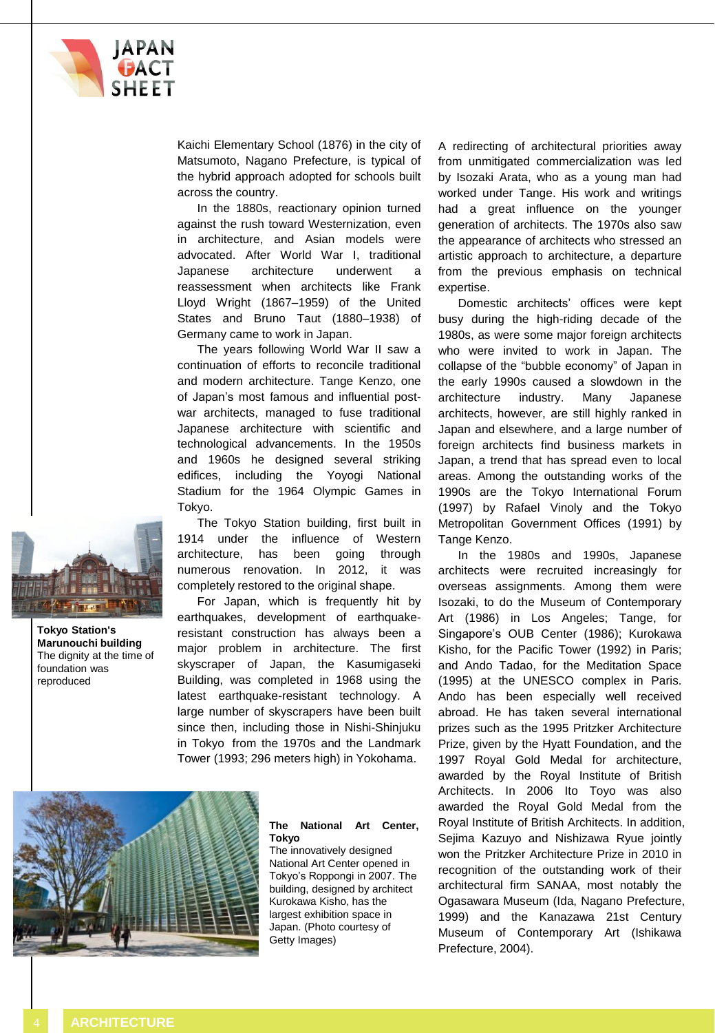Kaichi Elementary School (1876) in the city of Matsumoto, Nagano Prefecture, is typical of the hybrid approach adopted for schools built across the country.

In the 1880s, reactionary opinion turned against the rush toward Westernization, even in architecture, and Asian models were advocated. After World War I, traditional Japanese architecture underwent a reassessment when architects like Frank Lloyd Wright (1867–1959) of the United States and Bruno Taut (1880–1938) of Germany came to work in Japan.

The years following World War II saw a continuation of efforts to reconcile traditional and modern architecture. Tange Kenzo, one of Japan's most famous and influential post-war architects, managed to fuse traditional Japanese architecture with scientific and technological advancements. In the 1950s and 1960s he designed several striking edifices, including the Yoyogi National Stadium for the 1964 Olympic Games in Tokyo.

The Tokyo Station building, first built in 1914 under the influence of Western architecture, has been going through numerous renovation. In 2012, it was completely restored to the original shape.

For Japan, which is frequently hit by earthquakes, development of earthquake-resistant construction has always been a major problem in architecture. The first skyscraper of Japan, the Kasumigaseki Building, was completed in 1968 using the latest earthquake-resistant technology. A large number of skyscrapers have been built since then, including those in Nishi-Shinjuku in Tokyo from the 1970s and the Landmark Tower (1993; 296 meters high) in Yokohama.

**Tokyo Station's Marunouchi building**
The dignity at the time of foundation was reproduced

**The National Art Center, Tokyo**
The innovatively designed National Art Center opened in Tokyo's Roppongi in 2007. The building, designed by architect Kurokawa Kisho, has the largest exhibition space in Japan. (Photo courtesy of Getty Images)

A redirecting of architectural priorities away from unmitigated commercialization was led by Isozaki Arata, who as a young man had worked under Tange. His work and writings had a great influence on the younger generation of architects. The 1970s also saw the appearance of architects who stressed an artistic approach to architecture, a departure from the previous emphasis on technical expertise.

Domestic architects' offices were kept busy during the high-riding decade of the 1980s, as were some major foreign architects who were invited to work in Japan. The collapse of the "bubble economy" of Japan in the early 1990s caused a slowdown in the architecture industry. Many Japanese architects, however, are still highly ranked in Japan and elsewhere, and a large number of foreign architects find business markets in Japan, a trend that has spread even to local areas. Among the outstanding works of the 1990s are the Tokyo International Forum (1997) by Rafael Vinoly and the Tokyo Metropolitan Government Offices (1991) by Tange Kenzo.

In the 1980s and 1990s, Japanese architects were recruited increasingly for overseas assignments. Among them were Isozaki, to do the Museum of Contemporary Art (1986) in Los Angeles; Tange, for Singapore's OUB Center (1986); Kurokawa Kisho, for the Pacific Tower (1992) in Paris; and Ando Tadao, for the Meditation Space (1995) at the UNESCO complex in Paris. Ando has been especially well received abroad. He has taken several international prizes such as the 1995 Pritzker Architecture Prize, given by the Hyatt Foundation, and the 1997 Royal Gold Medal for architecture, awarded by the Royal Institute of British Architects. In 2006 Ito Toyo was also awarded the Royal Gold Medal from the Royal Institute of British Architects. In addition, Sejima Kazuyo and Nishizawa Ryue jointly won the Pritzker Architecture Prize in 2010 in recognition of the outstanding work of their architectural firm SANAA, most notably the Ogasawara Museum (Ida, Nagano Prefecture, 1999) and the Kanazawa 21st Century Museum of Contemporary Art (Ishikawa Prefecture, 2004).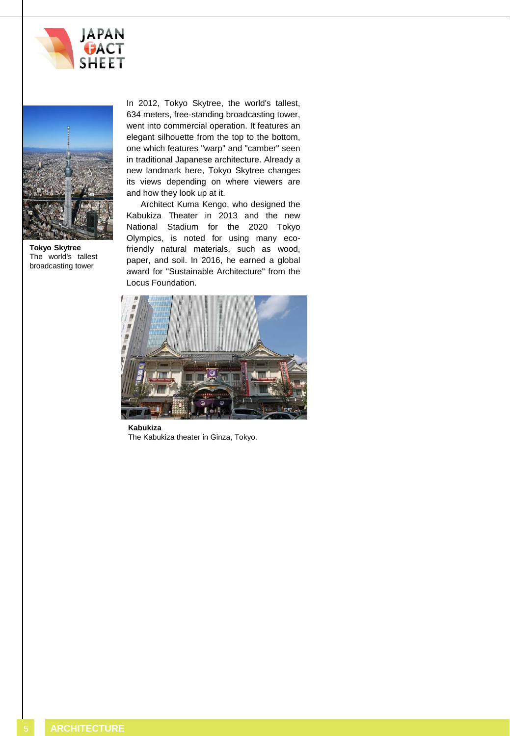In 2012, Tokyo Skytree, the world's tallest, 634 meters, free-standing broadcasting tower, went into commercial operation. It features an elegant silhouette from the top to the bottom, one which features "warp" and "camber" seen in traditional Japanese architecture. Already a new landmark here, Tokyo Skytree changes its views depending on where viewers are and how they look up at it.

Architect Kuma Kengo, who designed the Kabukiza Theater in 2013 and the new National Stadium for the 2020 Tokyo Olympics, is noted for using many eco-friendly natural materials, such as wood, paper, and soil. In 2016, he earned a global award for "Sustainable Architecture" from the Locus Foundation.

**Tokyo Skytree**
The world's tallest broadcasting tower

**Kabukiza**
The Kabukiza theater in Ginza, Tokyo.